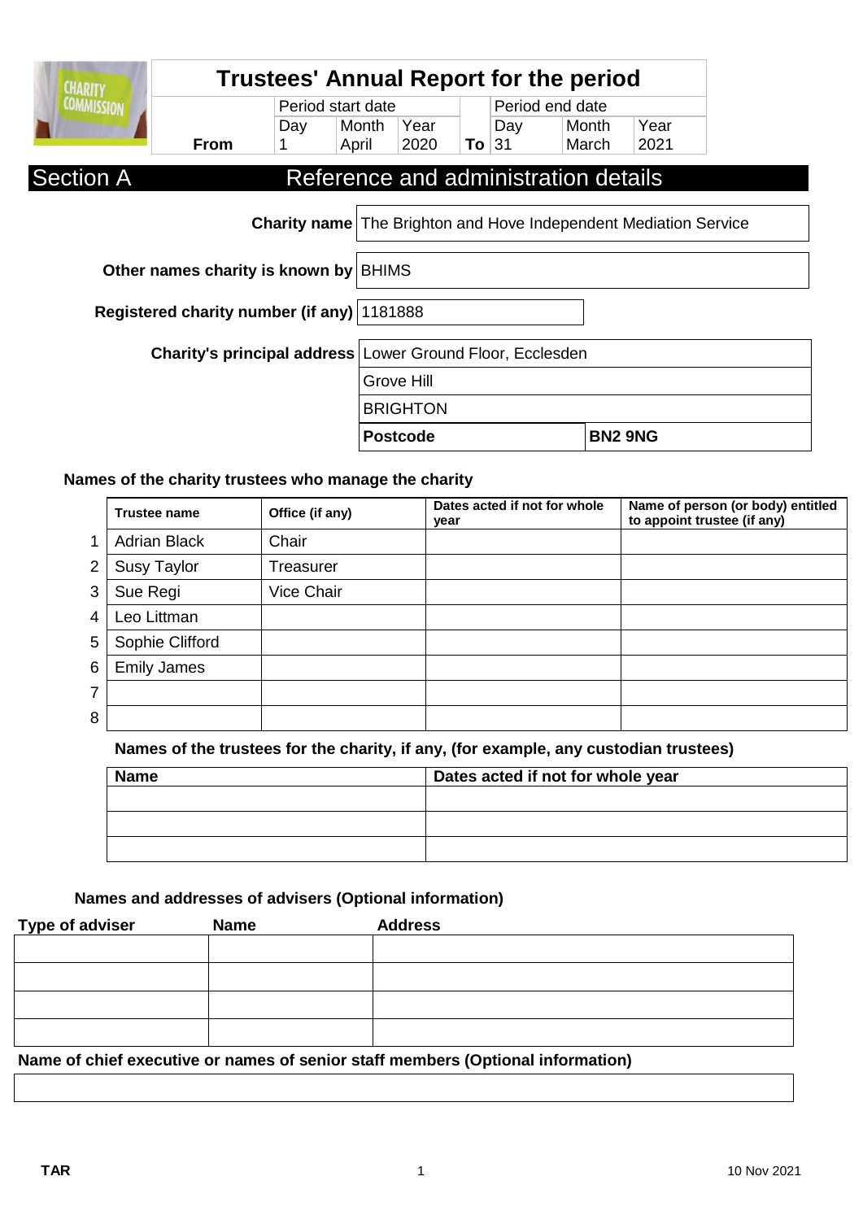# Trustees' Annual Report for the period

| | Period start date | | | | Period end date | | |
|---|---|---|---|---|---|---|---|
| | Day | Month | Year | | Day | Month | Year |
| **From** | 1 | April | 2020 | **To** | 31 | March | 2021 |

## Section A Reference and administration details

| | |
|---|---|
| **Charity name** | The Brighton and Hove Independent Mediation Service |
| **Other names charity is known by** | BHIMS |
| **Registered charity number (if any)** | 1181888 |
| **Charity's principal address** | Lower Ground Floor, Ecclesden |
| | Grove Hill |
| | BRIGHTON |
| | **Postcode** **BN2 9NG** |

### Names of the charity trustees who manage the charity

| | Trustee name | Office (if any) | Dates acted if not for whole year | Name of person (or body) entitled to appoint trustee (if any) |
|---|---|---|---|---|
| 1 | Adrian Black | Chair | | |
| 2 | Susy Taylor | Treasurer | | |
| 3 | Sue Regi | Vice Chair | | |
| 4 | Leo Littman | | | |
| 5 | Sophie Clifford | | | |
| 6 | Emily James | | | |
| 7 | | | | |
| 8 | | | | |

### Names of the trustees for the charity, if any, (for example, any custodian trustees)

| Name | Dates acted if not for whole year |
|---|---|
| | |
| | |
| | |

### Names and addresses of advisers (Optional information)

| Type of adviser | Name | Address |
|---|---|---|
| | | |
| | | |
| | | |
| | | |

### Name of chief executive or names of senior staff members (Optional information)

| |
|---|
| |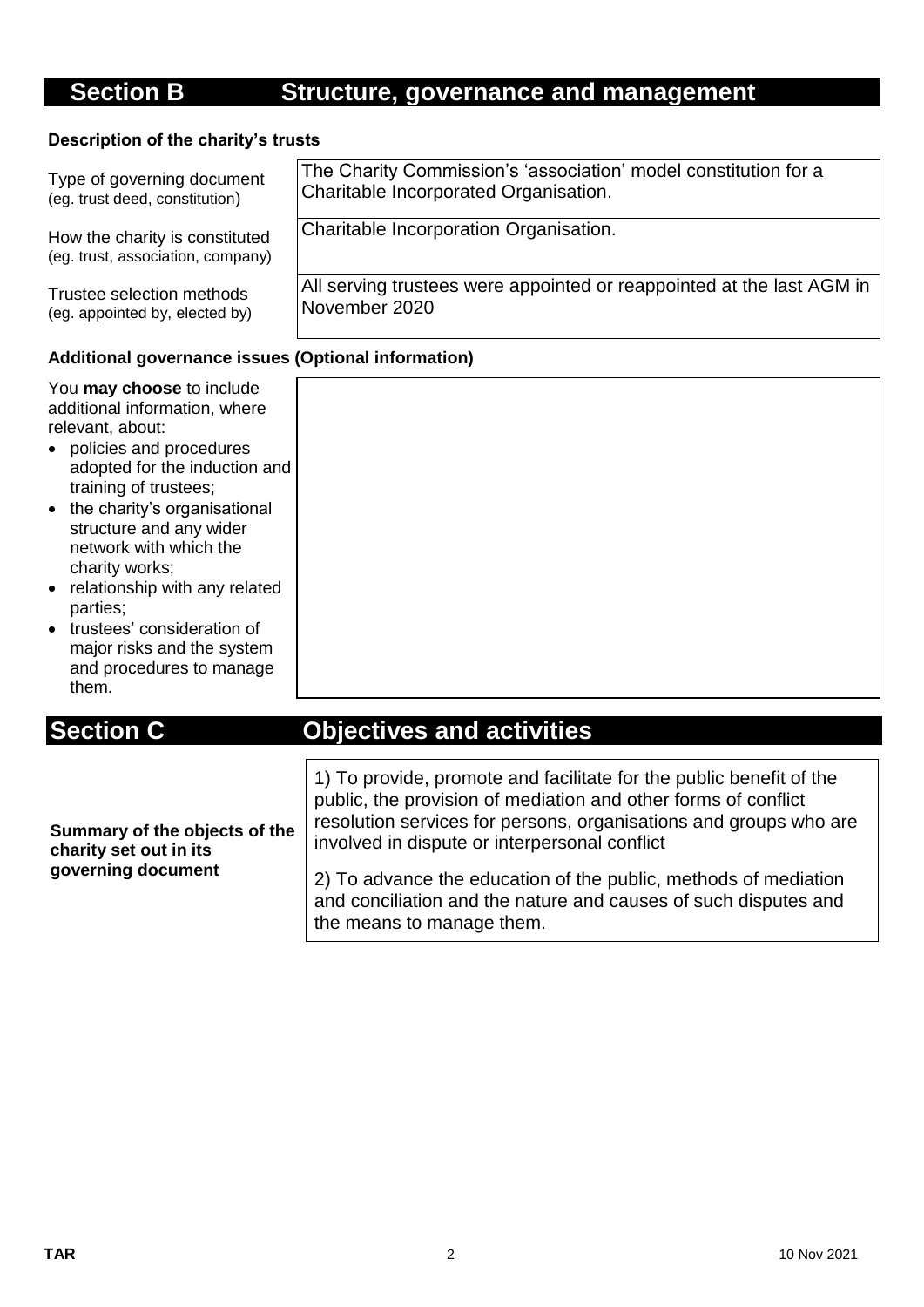## Section B Structure, governance and management

### Description of the charity's trusts

| | |
|---|---|
| Type of governing document (eg. trust deed, constitution) | The Charity Commission's 'association' model constitution for a Charitable Incorporated Organisation. |
| How the charity is constituted (eg. trust, association, company) | Charitable Incorporation Organisation. |
| Trustee selection methods (eg. appointed by, elected by) | All serving trustees were appointed or reappointed at the last AGM in November 2020 |

### Additional governance issues (Optional information)

You **may choose** to include additional information, where relevant, about:

- policies and procedures adopted for the induction and training of trustees;
- the charity's organisational structure and any wider network with which the charity works;
- relationship with any related parties;
- trustees' consideration of major risks and the system and procedures to manage them.

## Section C Objectives and activities

**Summary of the objects of the charity set out in its governing document**

1) To provide, promote and facilitate for the public benefit of the public, the provision of mediation and other forms of conflict resolution services for persons, organisations and groups who are involved in dispute or interpersonal conflict

2) To advance the education of the public, methods of mediation and conciliation and the nature and causes of such disputes and the means to manage them.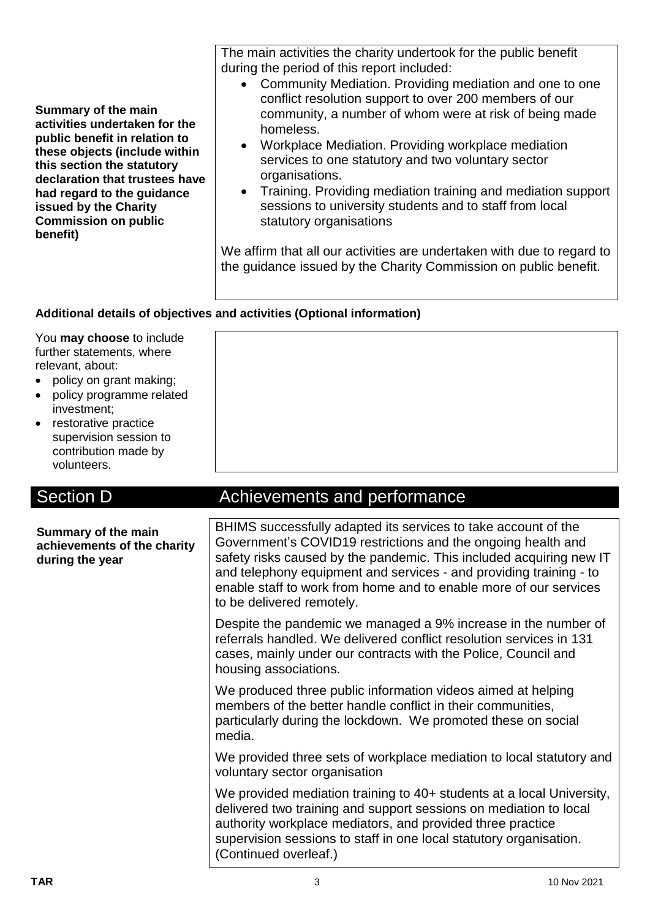| | |
|---|---|
| **Summary of the main activities undertaken for the public benefit in relation to these objects (include within this section the statutory declaration that trustees have had regard to the guidance issued by the Charity Commission on public benefit)** | The main activities the charity undertook for the public benefit during the period of this report included:<br>• Community Mediation. Providing mediation and one to one conflict resolution support to over 200 members of our community, a number of whom were at risk of being made homeless.<br>• Workplace Mediation. Providing workplace mediation services to one statutory and two voluntary sector organisations.<br>• Training. Providing mediation training and mediation support sessions to university students and to staff from local statutory organisations<br><br>We affirm that all our activities are undertaken with due to regard to the guidance issued by the Charity Commission on public benefit. |

**Additional details of objectives and activities (Optional information)**

| | |
|---|---|
| You **may choose** to include further statements, where relevant, about:<br>• policy on grant making;<br>• policy programme related investment;<br>• restorative practice supervision session to contribution made by volunteers. | |

## Section D Achievements and performance

| | |
|---|---|
| **Summary of the main achievements of the charity during the year** | BHIMS successfully adapted its services to take account of the Government's COVID19 restrictions and the ongoing health and safety risks caused by the pandemic. This included acquiring new IT and telephony equipment and services - and providing training - to enable staff to work from home and to enable more of our services to be delivered remotely.<br><br>Despite the pandemic we managed a 9% increase in the number of referrals handled. We delivered conflict resolution services in 131 cases, mainly under our contracts with the Police, Council and housing associations.<br><br>We produced three public information videos aimed at helping members of the better handle conflict in their communities, particularly during the lockdown. We promoted these on social media.<br><br>We provided three sets of workplace mediation to local statutory and voluntary sector organisation<br><br>We provided mediation training to 40+ students at a local University, delivered two training and support sessions on mediation to local authority workplace mediators, and provided three practice supervision sessions to staff in one local statutory organisation. (Continued overleaf.) |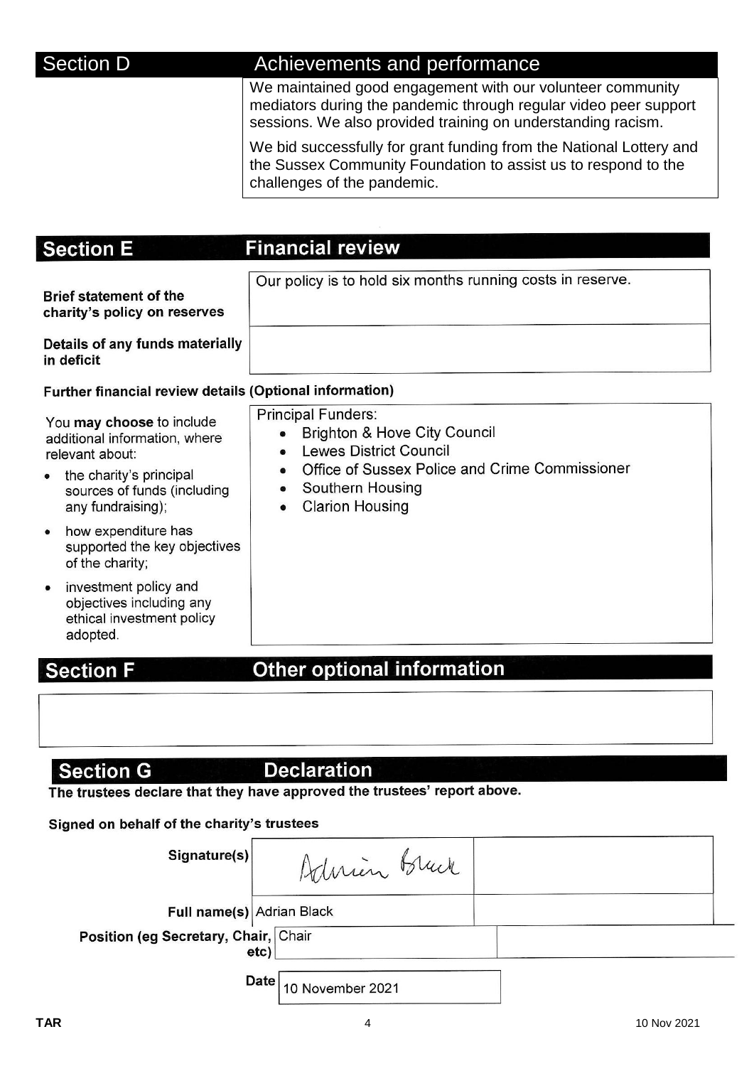## Section D — Achievements and performance

We maintained good engagement with our volunteer community mediators during the pandemic through regular video peer support sessions. We also provided training on understanding racism.

We bid successfully for grant funding from the National Lottery and the Sussex Community Foundation to assist us to respond to the challenges of the pandemic.

## Section E — Financial review

| | |
|---|---|
| **Brief statement of the charity's policy on reserves** | Our policy is to hold six months running costs in reserve. |
| **Details of any funds materially in deficit** | |

**Further financial review details (Optional information)**

You **may choose** to include additional information, where relevant about:

- the charity's principal sources of funds (including any fundraising);
- how expenditure has supported the key objectives of the charity;
- investment policy and objectives including any ethical investment policy adopted.

Principal Funders:

- Brighton & Hove City Council
- Lewes District Council
- Office of Sussex Police and Crime Commissioner
- Southern Housing
- Clarion Housing

## Section F — Other optional information

## Section G — Declaration

**The trustees declare that they have approved the trustees' report above.**

**Signed on behalf of the charity's trustees**

| | | |
|---|---|---|
| **Signature(s)** | Adrian Black | |
| **Full name(s)** | Adrian Black | |
| **Position (eg Secretary, Chair, etc)** | Chair | |
| **Date** | 10 November 2021 | |